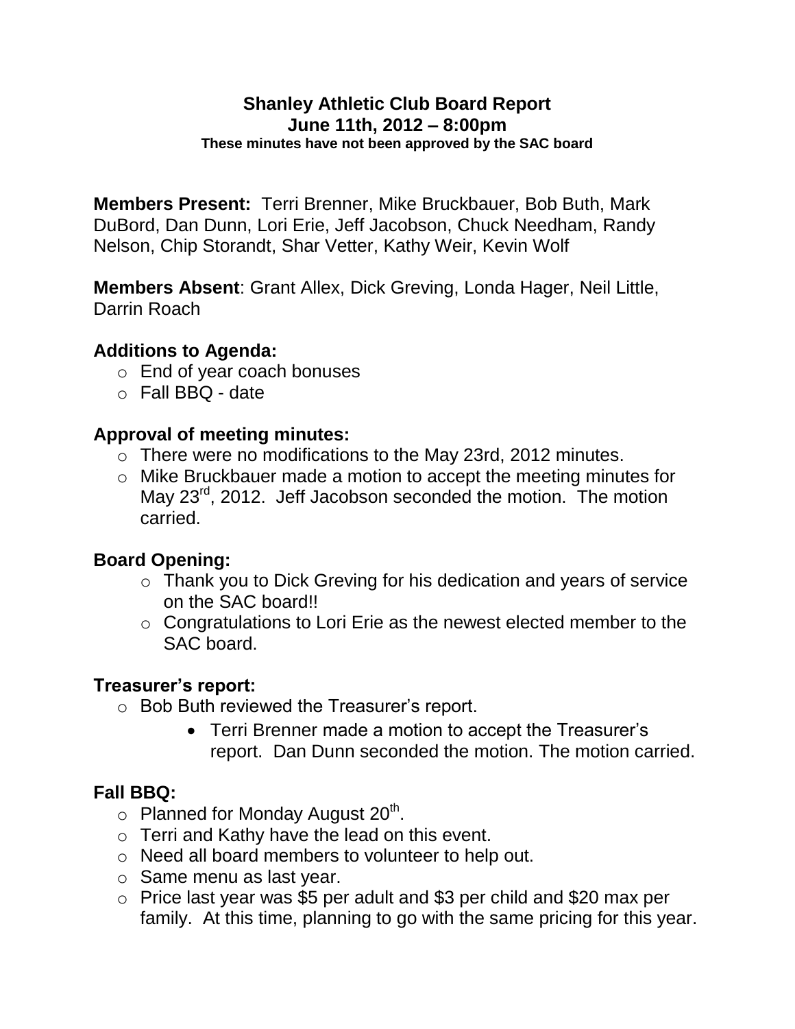# Shanley Athletic Club Board Report

**June 11th, 2012 – 8:00pm**

**These minutes have not been approved by the SAC board**

**Members Present:** Terri Brenner, Mike Bruckbauer, Bob Buth, Mark DuBord, Dan Dunn, Lori Erie, Jeff Jacobson, Chuck Needham, Randy Nelson, Chip Storandt, Shar Vetter, Kathy Weir, Kevin Wolf

**Members Absent**: Grant Allex, Dick Greving, Londa Hager, Neil Little, Darrin Roach

## Additions to Agenda:

- End of year coach bonuses
- Fall BBQ - date

## Approval of meeting minutes:

- There were no modifications to the May 23rd, 2012 minutes.
- Mike Bruckbauer made a motion to accept the meeting minutes for May 23rd, 2012. Jeff Jacobson seconded the motion. The motion carried.

## Board Opening:

- Thank you to Dick Greving for his dedication and years of service on the SAC board!!
- Congratulations to Lori Erie as the newest elected member to the SAC board.

## Treasurer's report:

- Bob Buth reviewed the Treasurer's report.
  - Terri Brenner made a motion to accept the Treasurer's report. Dan Dunn seconded the motion. The motion carried.

## Fall BBQ:

- Planned for Monday August 20th.
- Terri and Kathy have the lead on this event.
- Need all board members to volunteer to help out.
- Same menu as last year.
- Price last year was $5 per adult and $3 per child and $20 max per family. At this time, planning to go with the same pricing for this year.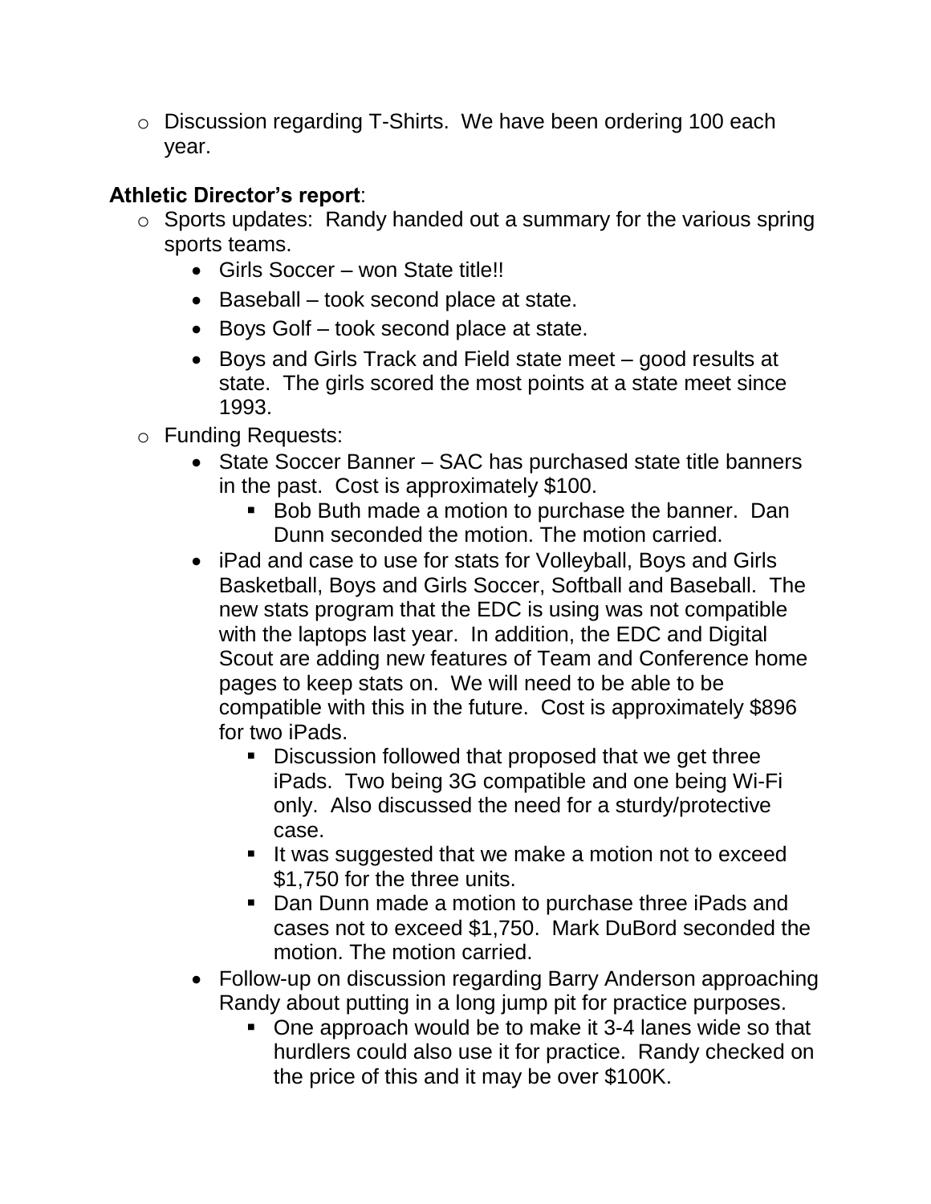- Discussion regarding T-Shirts. We have been ordering 100 each year.

**Athletic Director's report**:

- Sports updates: Randy handed out a summary for the various spring sports teams.
  - Girls Soccer – won State title!!
  - Baseball – took second place at state.
  - Boys Golf – took second place at state.
  - Boys and Girls Track and Field state meet – good results at state. The girls scored the most points at a state meet since 1993.
- Funding Requests:
  - State Soccer Banner – SAC has purchased state title banners in the past. Cost is approximately $100.
    - Bob Buth made a motion to purchase the banner. Dan Dunn seconded the motion. The motion carried.
  - iPad and case to use for stats for Volleyball, Boys and Girls Basketball, Boys and Girls Soccer, Softball and Baseball. The new stats program that the EDC is using was not compatible with the laptops last year. In addition, the EDC and Digital Scout are adding new features of Team and Conference home pages to keep stats on. We will need to be able to be compatible with this in the future. Cost is approximately $896 for two iPads.
    - Discussion followed that proposed that we get three iPads. Two being 3G compatible and one being Wi-Fi only. Also discussed the need for a sturdy/protective case.
    - It was suggested that we make a motion not to exceed $1,750 for the three units.
    - Dan Dunn made a motion to purchase three iPads and cases not to exceed $1,750. Mark DuBord seconded the motion. The motion carried.
  - Follow-up on discussion regarding Barry Anderson approaching Randy about putting in a long jump pit for practice purposes.
    - One approach would be to make it 3-4 lanes wide so that hurdlers could also use it for practice. Randy checked on the price of this and it may be over $100K.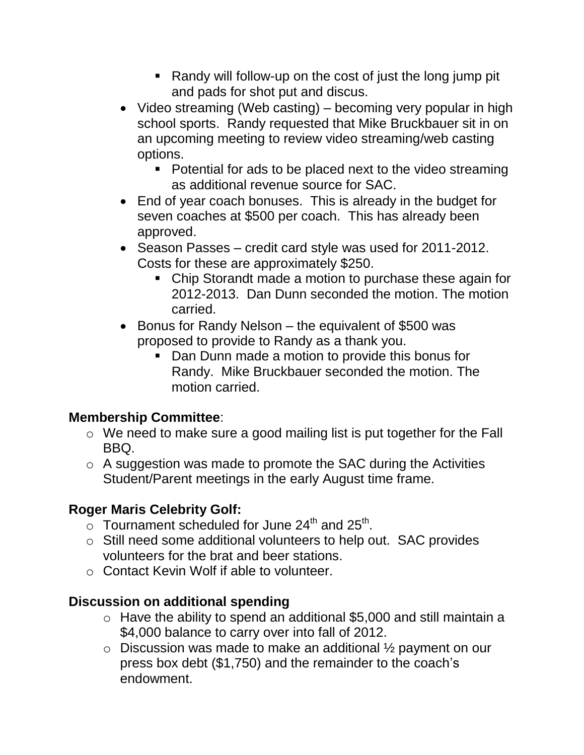- Randy will follow-up on the cost of just the long jump pit and pads for shot put and discus.
- Video streaming (Web casting) – becoming very popular in high school sports. Randy requested that Mike Bruckbauer sit in on an upcoming meeting to review video streaming/web casting options.
    - Potential for ads to be placed next to the video streaming as additional revenue source for SAC.
- End of year coach bonuses. This is already in the budget for seven coaches at $500 per coach. This has already been approved.
- Season Passes – credit card style was used for 2011-2012. Costs for these are approximately $250.
    - Chip Storandt made a motion to purchase these again for 2012-2013. Dan Dunn seconded the motion. The motion carried.
- Bonus for Randy Nelson – the equivalent of $500 was proposed to provide to Randy as a thank you.
    - Dan Dunn made a motion to provide this bonus for Randy. Mike Bruckbauer seconded the motion. The motion carried.

**Membership Committee**:

- We need to make sure a good mailing list is put together for the Fall BBQ.
- A suggestion was made to promote the SAC during the Activities Student/Parent meetings in the early August time frame.

**Roger Maris Celebrity Golf:**

- Tournament scheduled for June 24th and 25th.
- Still need some additional volunteers to help out. SAC provides volunteers for the brat and beer stations.
- Contact Kevin Wolf if able to volunteer.

**Discussion on additional spending**

- Have the ability to spend an additional $5,000 and still maintain a $4,000 balance to carry over into fall of 2012.
- Discussion was made to make an additional ½ payment on our press box debt ($1,750) and the remainder to the coach's endowment.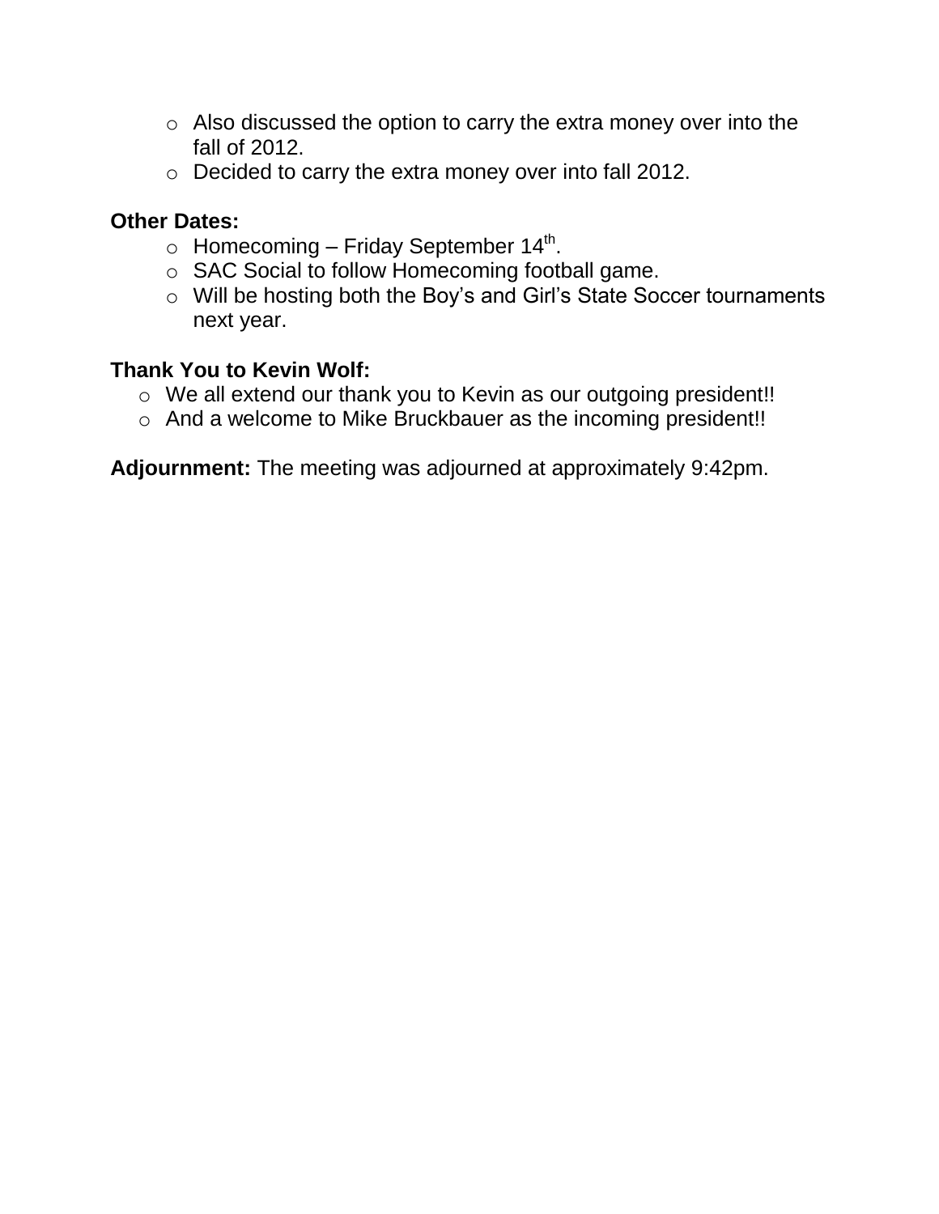- Also discussed the option to carry the extra money over into the fall of 2012.
- Decided to carry the extra money over into fall 2012.

**Other Dates:**

- Homecoming – Friday September 14th.
- SAC Social to follow Homecoming football game.
- Will be hosting both the Boy's and Girl's State Soccer tournaments next year.

**Thank You to Kevin Wolf:**

- We all extend our thank you to Kevin as our outgoing president!!
- And a welcome to Mike Bruckbauer as the incoming president!!

**Adjournment:** The meeting was adjourned at approximately 9:42pm.